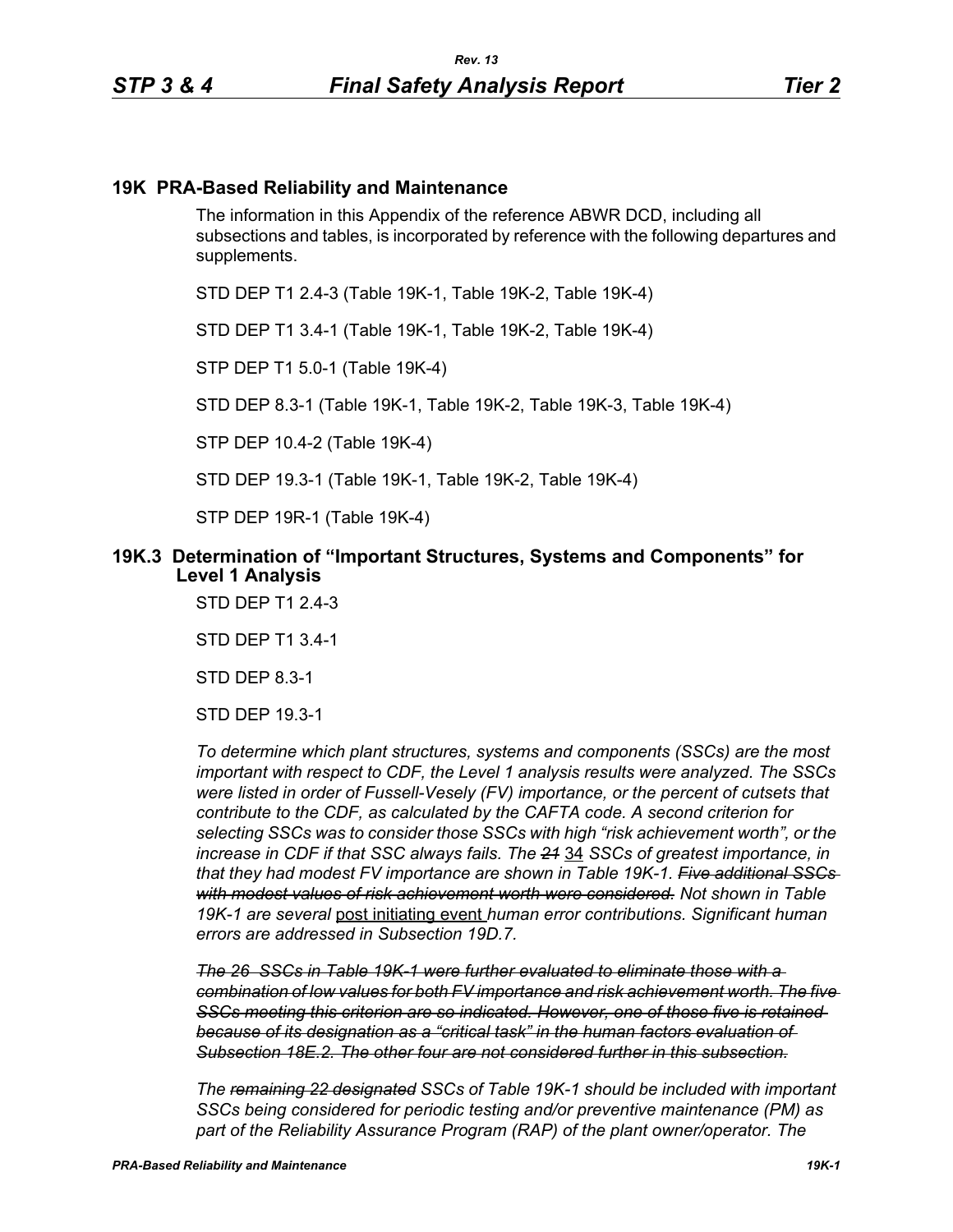# 19K PRA-Based Reliability and Maintenance

The information in this Appendix of the reference ABWR DCD, including all subsections and tables, is incorporated by reference with the following departures and supplements.

STD DEP T1 2.4-3 (Table 19K-1, Table 19K-2, Table 19K-4)

STD DEP T1 3.4-1 (Table 19K-1, Table 19K-2, Table 19K-4)

STP DEP T1 5.0-1 (Table 19K-4)

STD DEP 8.3-1 (Table 19K-1, Table 19K-2, Table 19K-3, Table 19K-4)

STP DEP 10.4-2 (Table 19K-4)

STD DEP 19.3-1 (Table 19K-1, Table 19K-2, Table 19K-4)

STP DEP 19R-1 (Table 19K-4)

## 19K.3 Determination of "Important Structures, Systems and Components" for Level 1 Analysis

STD DEP T1 2.4-3

STD DEP T1 3.4-1

STD DEP 8.3-1

STD DEP 19.3-1

*To determine which plant structures, systems and components (SSCs) are the most important with respect to CDF, the Level 1 analysis results were analyzed. The SSCs were listed in order of Fussell-Vesely (FV) importance, or the percent of cutsets that contribute to the CDF, as calculated by the CAFTA code. A second criterion for selecting SSCs was to consider those SSCs with high "risk achievement worth", or the increase in CDF if that SSC always fails. The ~~21~~* 34 *SSCs of greatest importance, in that they had modest FV importance are shown in Table 19K-1. ~~Five additional SSCs with modest values of risk achievement worth were considered.~~ Not shown in Table 19K-1 are several* post initiating event *human error contributions. Significant human errors are addressed in Subsection 19D.7.*

*~~The 26 SSCs in Table 19K-1 were further evaluated to eliminate those with a combination of low values for both FV importance and risk achievement worth. The five SSCs meeting this criterion are so indicated. However, one of those five is retained because of its designation as a "critical task" in the human factors evaluation of Subsection 18E.2. The other four are not considered further in this subsection.~~*

*The ~~remaining 22 designated~~ SSCs of Table 19K-1 should be included with important SSCs being considered for periodic testing and/or preventive maintenance (PM) as part of the Reliability Assurance Program (RAP) of the plant owner/operator. The*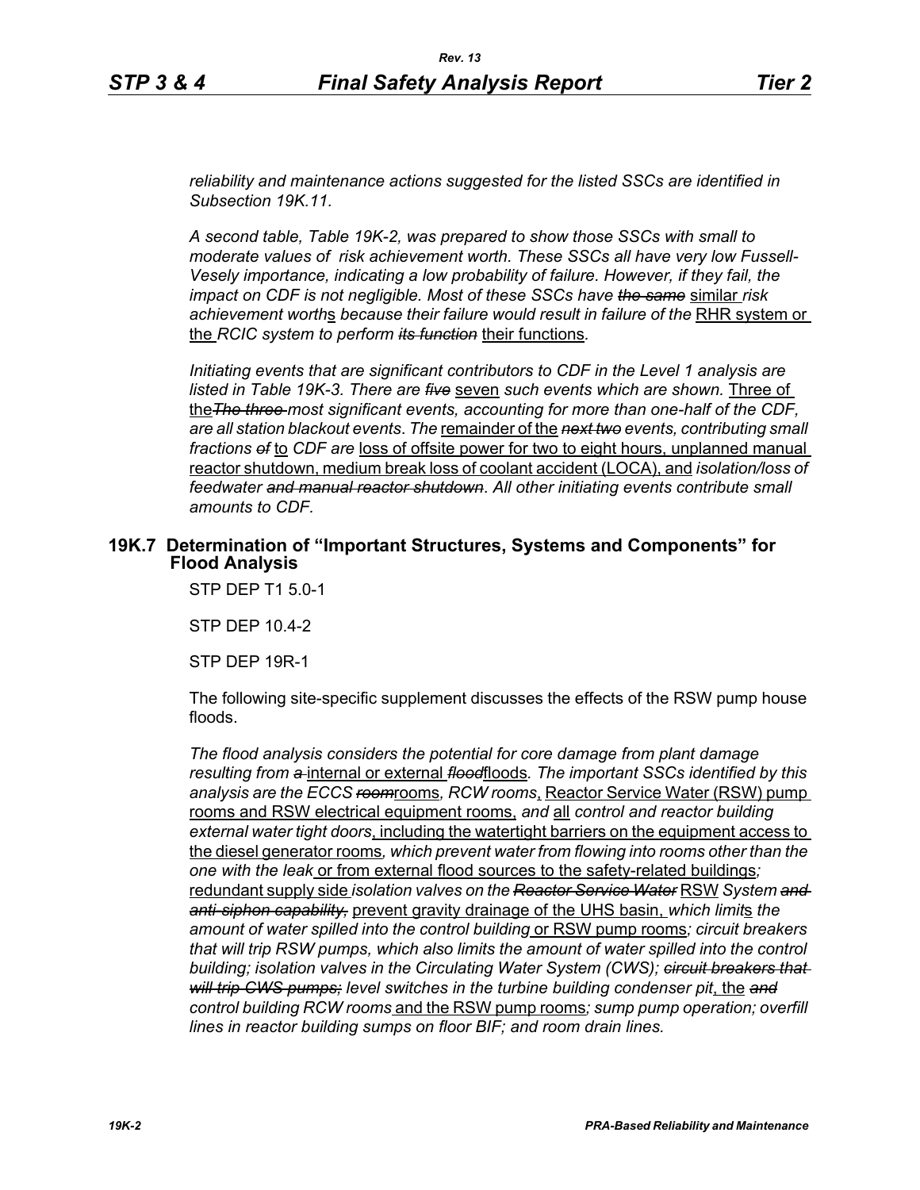*reliability and maintenance actions suggested for the listed SSCs are identified in Subsection 19K.11.*

*A second table, Table 19K-2, was prepared to show those SSCs with small to moderate values of risk achievement worth. These SSCs all have very low Fussell-Vesely importance, indicating a low probability of failure. However, if they fail, the impact on CDF is not negligible. Most of these SSCs have ~~the same~~* <u>similar</u> *risk achievement worth*<u>s</u> *because their failure would result in failure of the* <u>RHR system or the</u> *RCIC system to perform ~~its function~~* <u>their functions</u>.

*Initiating events that are significant contributors to CDF in the Level 1 analysis are listed in Table 19K-3. There are ~~five~~* <u>seven</u> *such events which are shown.* <u>Three of the</u>*~~The three~~ most significant events, accounting for more than one-half of the CDF, are all station blackout events. The* <u>remainder of the</u> *~~next two~~ events, contributing small fractions ~~of~~* <u>to</u> *CDF are* <u>loss of offsite power for two to eight hours, unplanned manual reactor shutdown, medium break loss of coolant accident (LOCA), and</u> *isolation/loss of feedwater ~~and manual reactor shutdown~~. All other initiating events contribute small amounts to CDF.*

## 19K.7 Determination of "Important Structures, Systems and Components" for Flood Analysis

STP DEP T1 5.0-1

STP DEP 10.4-2

STP DEP 19R-1

The following site-specific supplement discusses the effects of the RSW pump house floods.

*The flood analysis considers the potential for core damage from plant damage resulting from ~~a~~* <u>internal or external</u> *~~flood~~*<u>floods</u>*. The important SSCs identified by this analysis are the ECCS ~~room~~*<u>rooms</u>*, RCW rooms*<u>, Reactor Service Water (RSW) pump rooms and RSW electrical equipment rooms,</u> *and* <u>all</u> *control and reactor building external water tight doors*<u>, including the watertight barriers on the equipment access to the diesel generator rooms</u>*, which prevent water from flowing into rooms other than the one with the leak* <u>or from external flood sources to the safety-related buildings</u>*;* <u>redundant supply side</u> *isolation valves on the ~~Reactor Service Water~~* <u>RSW</u> *System ~~and anti-siphon capability,~~* <u>prevent gravity drainage of the UHS basin,</u> *which limit*<u>s</u> *the amount of water spilled into the control building* <u>or RSW pump rooms</u>*; circuit breakers that will trip RSW pumps, which also limits the amount of water spilled into the control building; isolation valves in the Circulating Water System (CWS); ~~circuit breakers that will trip CWS pumps;~~ level switches in the turbine building condenser pit*<u>, the</u> *~~and~~ control building RCW rooms* <u>and the RSW pump rooms</u>*; sump pump operation; overfill lines in reactor building sumps on floor BIF; and room drain lines.*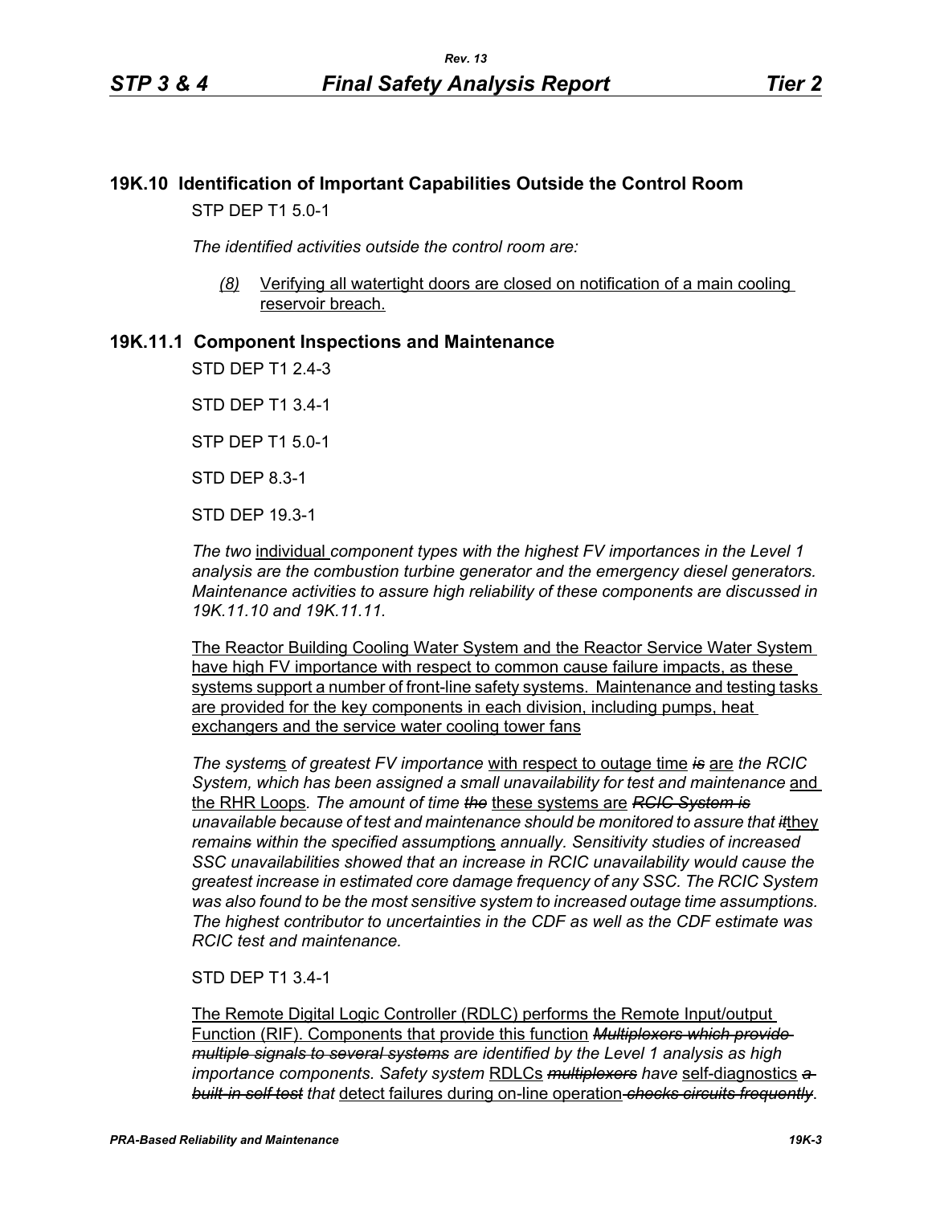## 19K.10 Identification of Important Capabilities Outside the Control Room

STP DEP T1 5.0-1

*The identified activities outside the control room are:*

*(8)* <u>Verifying all watertight doors are closed on notification of a main cooling reservoir breach.</u>

## 19K.11.1 Component Inspections and Maintenance

STD DEP T1 2.4-3

STD DEP T1 3.4-1

STP DEP T1 5.0-1

STD DEP 8.3-1

STD DEP 19.3-1

*The two* <u>individual</u> *component types with the highest FV importances in the Level 1 analysis are the combustion turbine generator and the emergency diesel generators. Maintenance activities to assure high reliability of these components are discussed in 19K.11.10 and 19K.11.11.*

<u>The Reactor Building Cooling Water System and the Reactor Service Water System have high FV importance with respect to common cause failure impacts, as these systems support a number of front-line safety systems. Maintenance and testing tasks are provided for the key components in each division, including pumps, heat exchangers and the service water cooling tower fans</u>

*The system*<u>s</u> *of greatest FV importance* <u>with respect to outage time</u> ~~*is*~~ <u>are</u> *the RCIC System, which has been assigned a small unavailability for test and maintenance* <u>and the RHR Loops</u>*. The amount of time* ~~*the*~~ <u>these systems are</u> ~~*RCIC System is*~~ *unavailable because of test and maintenance should be monitored to assure that* ~~*it*~~<u>they</u> *remain*~~*s*~~ *within the specified assumption*<u>s</u> *annually. Sensitivity studies of increased SSC unavailabilities showed that an increase in RCIC unavailability would cause the greatest increase in estimated core damage frequency of any SSC. The RCIC System was also found to be the most sensitive system to increased outage time assumptions. The highest contributor to uncertainties in the CDF as well as the CDF estimate was RCIC test and maintenance.*

STD DEP T1 3.4-1

<u>The Remote Digital Logic Controller (RDLC) performs the Remote Input/output Function (RIF). Components that provide this function</u> ~~*Multiplexers which provide multiple signals to several systems*~~ *are identified by the Level 1 analysis as high importance components. Safety system* <u>RDLCs</u> ~~*multiplexers*~~ *have* <u>self-diagnostics</u> ~~*a built-in self test*~~ *that* <u>detect failures during on-line operation</u> ~~*checks circuits frequently*~~.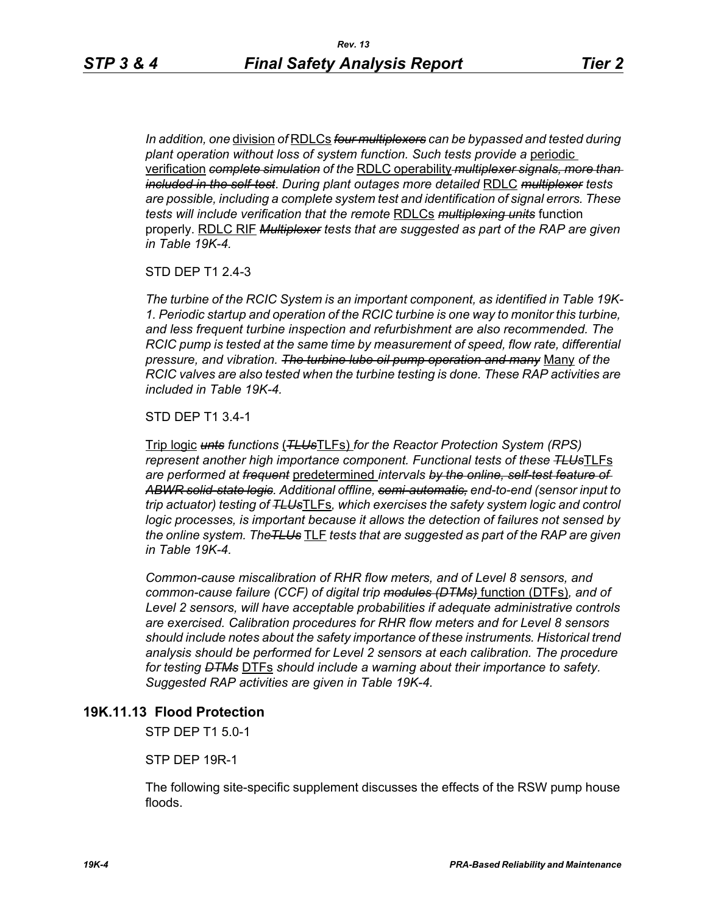*In addition, one* division *of* RDLCs ~~*four multiplexers*~~ *can be bypassed and tested during plant operation without loss of system function. Such tests provide a* periodic verification ~~*complete simulation*~~ *of the* RDLC operability ~~*multiplexer signals, more than included in the self-test*~~*. During plant outages more detailed* RDLC ~~*multiplexer*~~ *tests are possible, including a complete system test and identification of signal errors. These tests will include verification that the remote* RDLCs ~~*multiplexing units*~~ function properly. RDLC RIF ~~*Multiplexer*~~ *tests that are suggested as part of the RAP are given in Table 19K-4.*

STD DEP T1 2.4-3

*The turbine of the RCIC System is an important component, as identified in Table 19K-1. Periodic startup and operation of the RCIC turbine is one way to monitor this turbine, and less frequent turbine inspection and refurbishment are also recommended. The RCIC pump is tested at the same time by measurement of speed, flow rate, differential pressure, and vibration.* ~~*The turbine lube oil pump operation and many*~~ Many *of the RCIC valves are also tested when the turbine testing is done. These RAP activities are included in Table 19K-4.*

STD DEP T1 3.4-1

Trip logic ~~*unts*~~ *functions* (~~*TLUs*~~TLFs) *for the Reactor Protection System (RPS) represent another high importance component. Functional tests of these* ~~*TLUs*~~TLFs *are performed at* ~~*frequent*~~ predetermined *intervals* ~~*by the online, self-test feature of ABWR solid-state logic*~~*. Additional offline,* ~~*semi-automatic,*~~ *end-to-end (sensor input to trip actuator) testing of* ~~*TLUs*~~TLFs*, which exercises the safety system logic and control logic processes, is important because it allows the detection of failures not sensed by the online system. The*~~*TLUs*~~ TLF *tests that are suggested as part of the RAP are given in Table 19K-4.*

*Common-cause miscalibration of RHR flow meters, and of Level 8 sensors, and common-cause failure (CCF) of digital trip* ~~*modules (DTMs)*~~ function (DTFs)*, and of Level 2 sensors, will have acceptable probabilities if adequate administrative controls are exercised. Calibration procedures for RHR flow meters and for Level 8 sensors should include notes about the safety importance of these instruments. Historical trend analysis should be performed for Level 2 sensors at each calibration. The procedure for testing* ~~*DTMs*~~ DTFs *should include a warning about their importance to safety. Suggested RAP activities are given in Table 19K-4.*

## 19K.11.13 Flood Protection

STP DEP T1 5.0-1

STP DEP 19R-1

The following site-specific supplement discusses the effects of the RSW pump house floods.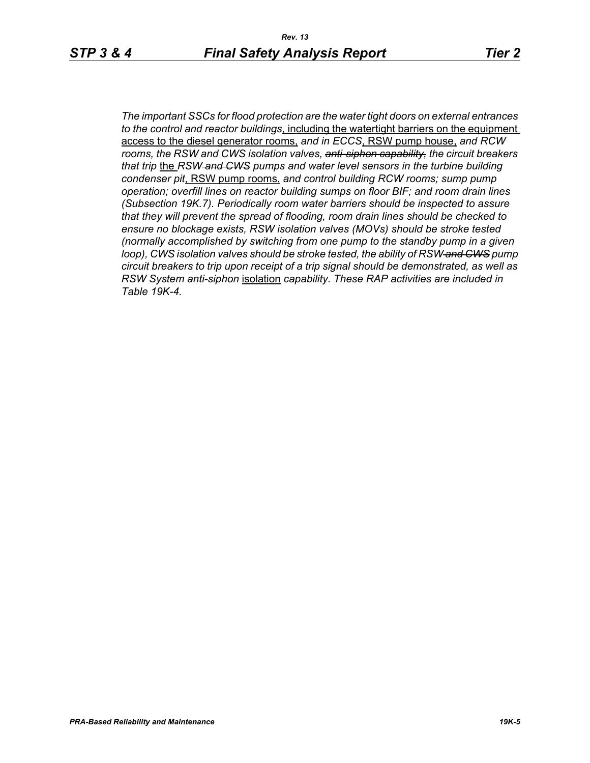*The important SSCs for flood protection are the water tight doors on external entrances to the control and reactor buildings*<u>, including the watertight barriers on the equipment access to the diesel generator rooms,</u> *and in ECCS*<u>, RSW pump house,</u> *and RCW rooms, the RSW and CWS isolation valves, ~~anti-siphon capability,~~ the circuit breakers that trip* <u>the</u> *RSW ~~and CWS~~ pumps and water level sensors in the turbine building condenser pit*<u>, RSW pump rooms,</u> *and control building RCW rooms; sump pump operation; overfill lines on reactor building sumps on floor BIF; and room drain lines (Subsection 19K.7). Periodically room water barriers should be inspected to assure that they will prevent the spread of flooding, room drain lines should be checked to ensure no blockage exists, RSW isolation valves (MOVs) should be stroke tested (normally accomplished by switching from one pump to the standby pump in a given loop), CWS isolation valves should be stroke tested, the ability of RSW ~~and CWS~~ pump circuit breakers to trip upon receipt of a trip signal should be demonstrated, as well as RSW System ~~anti-siphon~~* <u>isolation</u> *capability. These RAP activities are included in Table 19K-4.*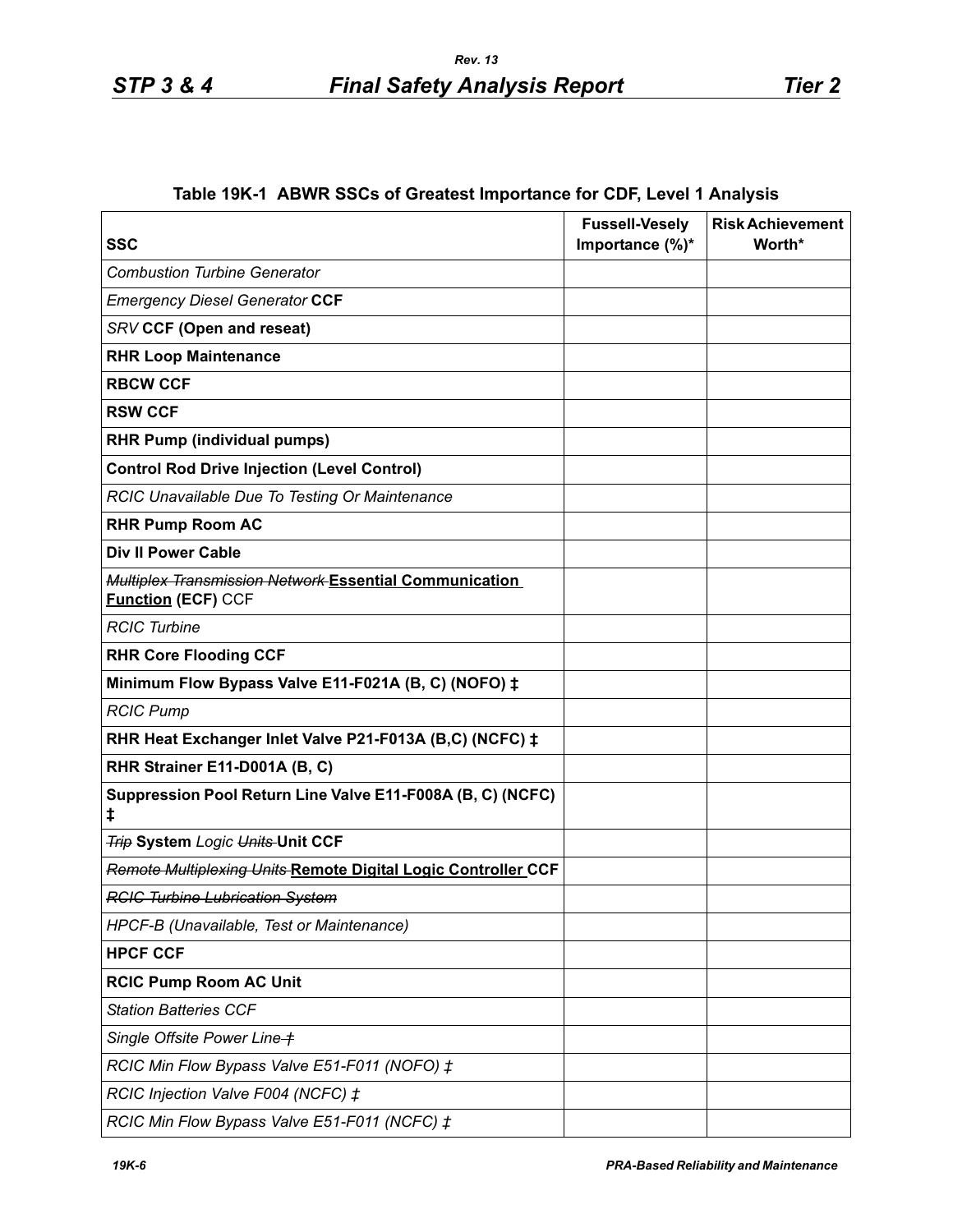### Table 19K-1 ABWR SSCs of Greatest Importance for CDF, Level 1 Analysis

| SSC | Fussell-Vesely Importance (%)* | Risk Achievement Worth* |
|---|---|---|
| *Combustion Turbine Generator* | | |
| *Emergency Diesel Generator* **CCF** | | |
| *SRV* **CCF (Open and reseat)** | | |
| **RHR Loop Maintenance** | | |
| **RBCW CCF** | | |
| **RSW CCF** | | |
| **RHR Pump (individual pumps)** | | |
| **Control Rod Drive Injection (Level Control)** | | |
| *RCIC Unavailable Due To Testing Or Maintenance* | | |
| **RHR Pump Room AC** | | |
| **Div II Power Cable** | | |
| ~~*Multiplex Transmission Network*~~ **Essential Communication Function (ECF)** CCF | | |
| *RCIC Turbine* | | |
| **RHR Core Flooding CCF** | | |
| **Minimum Flow Bypass Valve E11-F021A (B, C) (NOFO) ‡** | | |
| *RCIC Pump* | | |
| **RHR Heat Exchanger Inlet Valve P21-F013A (B,C) (NCFC) ‡** | | |
| **RHR Strainer E11-D001A (B, C)** | | |
| **Suppression Pool Return Line Valve E11-F008A (B, C) (NCFC) ‡** | | |
| ~~*Trip*~~ **System** *Logic* ~~*Units*~~ **Unit CCF** | | |
| ~~*Remote Multiplexing Units*~~ **Remote Digital Logic Controller CCF** | | |
| ~~*RCIC Turbine Lubrication System*~~ | | |
| *HPCF-B (Unavailable, Test or Maintenance)* | | |
| **HPCF CCF** | | |
| **RCIC Pump Room AC Unit** | | |
| *Station Batteries CCF* | | |
| *Single Offsite Power Line* ~~*†*~~ | | |
| *RCIC Min Flow Bypass Valve E51-F011 (NOFO) ‡* | | |
| *RCIC Injection Valve F004 (NCFC) ‡* | | |
| *RCIC Min Flow Bypass Valve E51-F011 (NCFC) ‡* | | |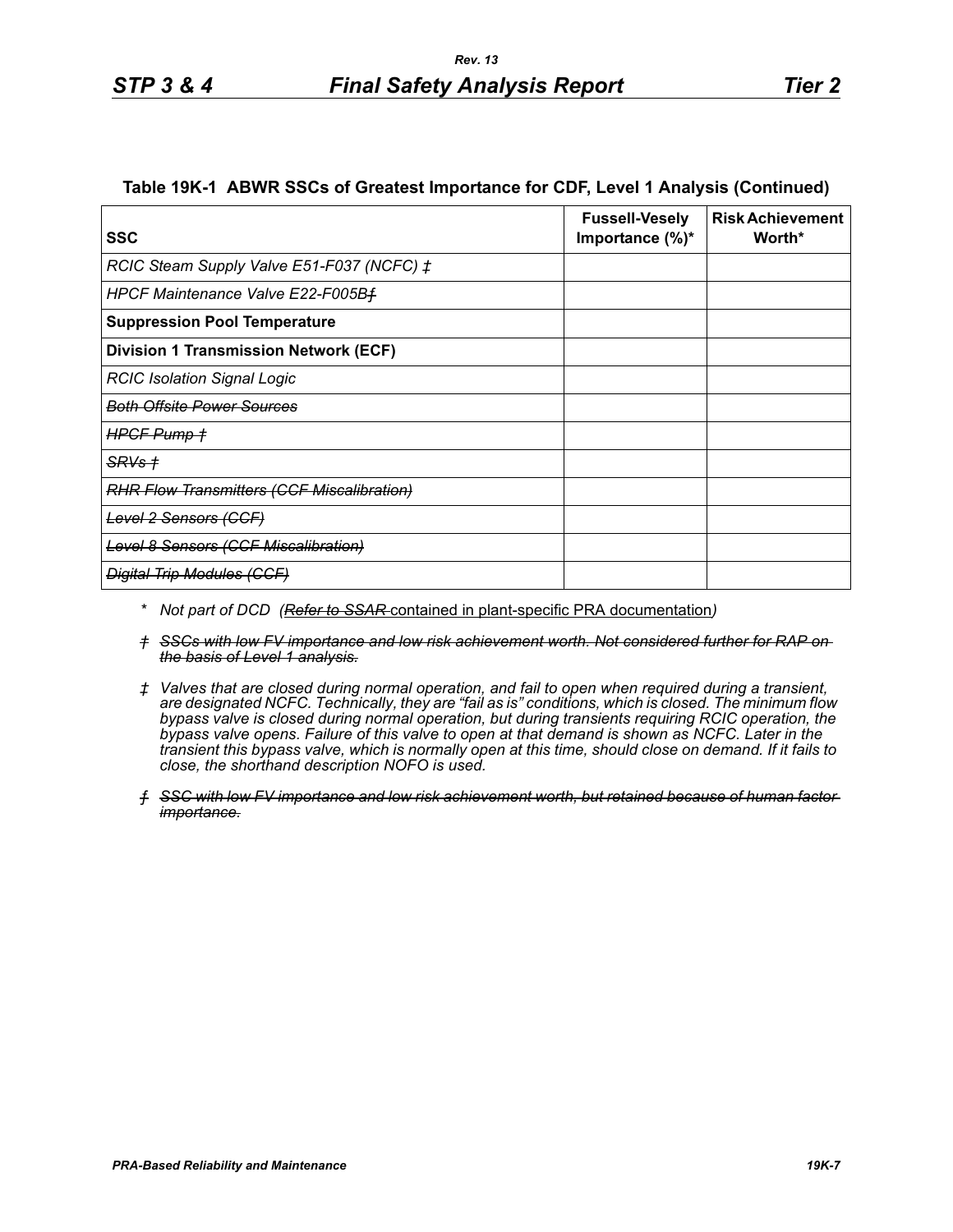**Table 19K-1 ABWR SSCs of Greatest Importance for CDF, Level 1 Analysis (Continued)**

| SSC | Fussell-Vesely Importance (%)* | Risk Achievement Worth* |
|---|---|---|
| *RCIC Steam Supply Valve E51-F037 (NCFC) ‡* | | |
| *HPCF Maintenance Valve E22-F005B~~ƒ~~* | | |
| **Suppression Pool Temperature** | | |
| **Division 1 Transmission Network (ECF)** | | |
| *RCIC Isolation Signal Logic* | | |
| ~~*Both Offsite Power Sources*~~ | | |
| ~~*HPCF Pump †*~~ | | |
| ~~*SRVs †*~~ | | |
| ~~*RHR Flow Transmitters (CCF Miscalibration)*~~ | | |
| ~~*Level 2 Sensors (CCF)*~~ | | |
| ~~*Level 8 Sensors (CCF Miscalibration)*~~ | | |
| ~~*Digital Trip Modules (CCF)*~~ | | |

\* *Not part of DCD (~~Refer to SSAR~~ contained in plant-specific PRA documentation)*

~~*† SSCs with low FV importance and low risk achievement worth. Not considered further for RAP on the basis of Level 1 analysis.*~~

*‡ Valves that are closed during normal operation, and fail to open when required during a transient, are designated NCFC. Technically, they are "fail as is" conditions, which is closed. The minimum flow bypass valve is closed during normal operation, but during transients requiring RCIC operation, the bypass valve opens. Failure of this valve to open at that demand is shown as NCFC. Later in the transient this bypass valve, which is normally open at this time, should close on demand. If it fails to close, the shorthand description NOFO is used.*

~~*ƒ SSC with low FV importance and low risk achievement worth, but retained because of human factor importance.*~~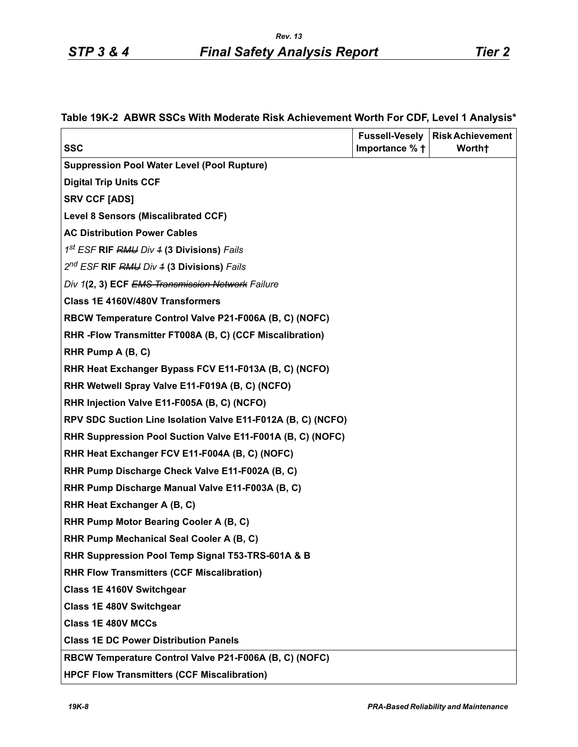### Table 19K-2 ABWR SSCs With Moderate Risk Achievement Worth For CDF, Level 1 Analysis*

| SSC | Fussell-Vesely Importance % † | Risk Achievement Worth† |
|---|---|---|
| **Suppression Pool Water Level (Pool Rupture)** | | |
| **Digital Trip Units CCF** | | |
| **SRV CCF [ADS]** | | |
| **Level 8 Sensors (Miscalibrated CCF)** | | |
| **AC Distribution Power Cables** | | |
| *1st ESF* **RIF** ~~*RMU*~~ *Div* ~~*1*~~ **(3 Divisions)** *Fails* | | |
| *2nd ESF* **RIF** ~~*RMU*~~ *Div* ~~*1*~~ **(3 Divisions)** *Fails* | | |
| *Div 1***(2, 3) ECF** ~~*EMS Transmission Network*~~ *Failure* | | |
| **Class 1E 4160V/480V Transformers** | | |
| **RBCW Temperature Control Valve P21-F006A (B, C) (NOFC)** | | |
| **RHR -Flow Transmitter FT008A (B, C) (CCF Miscalibration)** | | |
| **RHR Pump A (B, C)** | | |
| **RHR Heat Exchanger Bypass FCV E11-F013A (B, C) (NCFO)** | | |
| **RHR Wetwell Spray Valve E11-F019A (B, C) (NCFO)** | | |
| **RHR Injection Valve E11-F005A (B, C) (NCFO)** | | |
| **RPV SDC Suction Line Isolation Valve E11-F012A (B, C) (NCFO)** | | |
| **RHR Suppression Pool Suction Valve E11-F001A (B, C) (NOFC)** | | |
| **RHR Heat Exchanger FCV E11-F004A (B, C) (NOFC)** | | |
| **RHR Pump Discharge Check Valve E11-F002A (B, C)** | | |
| **RHR Pump Discharge Manual Valve E11-F003A (B, C)** | | |
| **RHR Heat Exchanger A (B, C)** | | |
| **RHR Pump Motor Bearing Cooler A (B, C)** | | |
| **RHR Pump Mechanical Seal Cooler A (B, C)** | | |
| **RHR Suppression Pool Temp Signal T53-TRS-601A & B** | | |
| **RHR Flow Transmitters (CCF Miscalibration)** | | |
| **Class 1E 4160V Switchgear** | | |
| **Class 1E 480V Switchgear** | | |
| **Class 1E 480V MCCs** | | |
| **Class 1E DC Power Distribution Panels** | | |
| **RBCW Temperature Control Valve P21-F006A (B, C) (NOFC)** | | |
| **HPCF Flow Transmitters (CCF Miscalibration)** | | |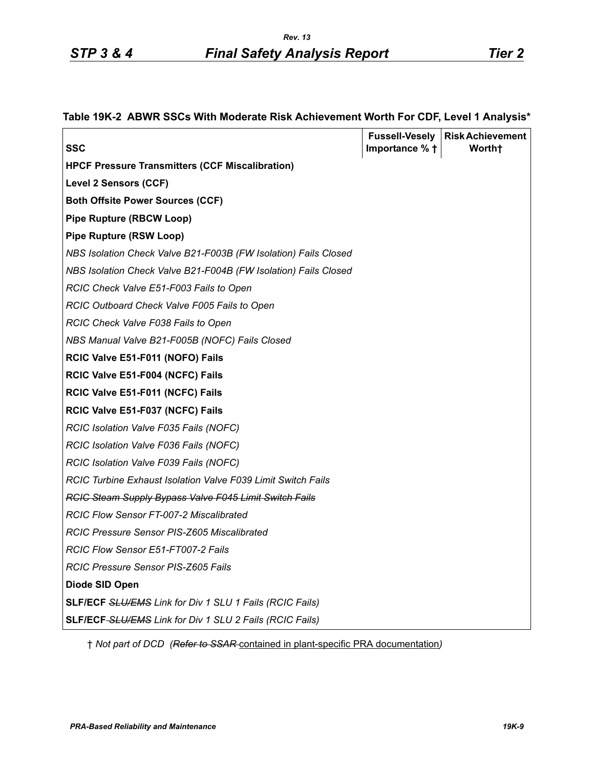### Table 19K-2 ABWR SSCs With Moderate Risk Achievement Worth For CDF, Level 1 Analysis*

| SSC | Fussell-Vesely Importance % † | Risk Achievement Worth† |
|---|---|---|
| **HPCF Pressure Transmitters (CCF Miscalibration)** | | |
| **Level 2 Sensors (CCF)** | | |
| **Both Offsite Power Sources (CCF)** | | |
| **Pipe Rupture (RBCW Loop)** | | |
| **Pipe Rupture (RSW Loop)** | | |
| *NBS Isolation Check Valve B21-F003B (FW Isolation) Fails Closed* | | |
| *NBS Isolation Check Valve B21-F004B (FW Isolation) Fails Closed* | | |
| *RCIC Check Valve E51-F003 Fails to Open* | | |
| *RCIC Outboard Check Valve F005 Fails to Open* | | |
| *RCIC Check Valve F038 Fails to Open* | | |
| *NBS Manual Valve B21-F005B (NOFC) Fails Closed* | | |
| **RCIC Valve E51-F011 (NOFO) Fails** | | |
| **RCIC Valve E51-F004 (NCFC) Fails** | | |
| **RCIC Valve E51-F011 (NCFC) Fails** | | |
| **RCIC Valve E51-F037 (NCFC) Fails** | | |
| *RCIC Isolation Valve F035 Fails (NOFC)* | | |
| *RCIC Isolation Valve F036 Fails (NOFC)* | | |
| *RCIC Isolation Valve F039 Fails (NOFC)* | | |
| *RCIC Turbine Exhaust Isolation Valve F039 Limit Switch Fails* | | |
| ~~*RCIC Steam Supply Bypass Valve F045 Limit Switch Fails*~~ | | |
| *RCIC Flow Sensor FT-007-2 Miscalibrated* | | |
| *RCIC Pressure Sensor PIS-Z605 Miscalibrated* | | |
| *RCIC Flow Sensor E51-FT007-2 Fails* | | |
| *RCIC Pressure Sensor PIS-Z605 Fails* | | |
| **Diode SID Open** | | |
| **SLF/ECF** ~~*SLU/EMS*~~ *Link for Div 1 SLU 1 Fails (RCIC Fails)* | | |
| **SLF/ECF** ~~*SLU/EMS*~~ *Link for Div 1 SLU 2 Fails (RCIC Fails)* | | |

† *Not part of DCD (~~Refer to SSAR~~ contained in plant-specific PRA documentation)*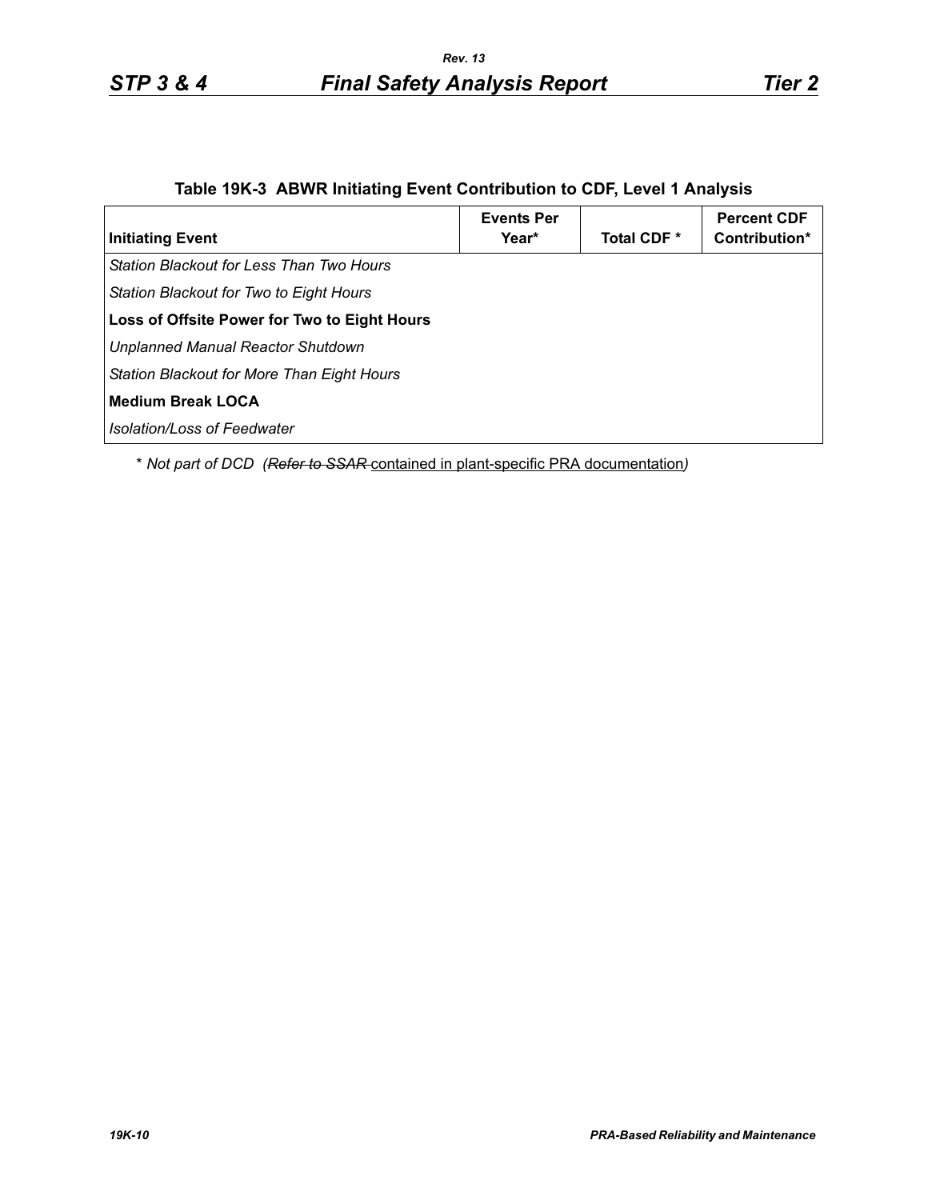**Table 19K-3 ABWR Initiating Event Contribution to CDF, Level 1 Analysis**

| Initiating Event | Events Per Year* | Total CDF * | Percent CDF Contribution* |
|---|---|---|---|
| *Station Blackout for Less Than Two Hours* | | | |
| *Station Blackout for Two to Eight Hours* | | | |
| **Loss of Offsite Power for Two to Eight Hours** | | | |
| *Unplanned Manual Reactor Shutdown* | | | |
| *Station Blackout for More Than Eight Hours* | | | |
| **Medium Break LOCA** | | | |
| *Isolation/Loss of Feedwater* | | | |

\* *Not part of DCD (~~Refer to SSAR~~ contained in plant-specific PRA documentation)*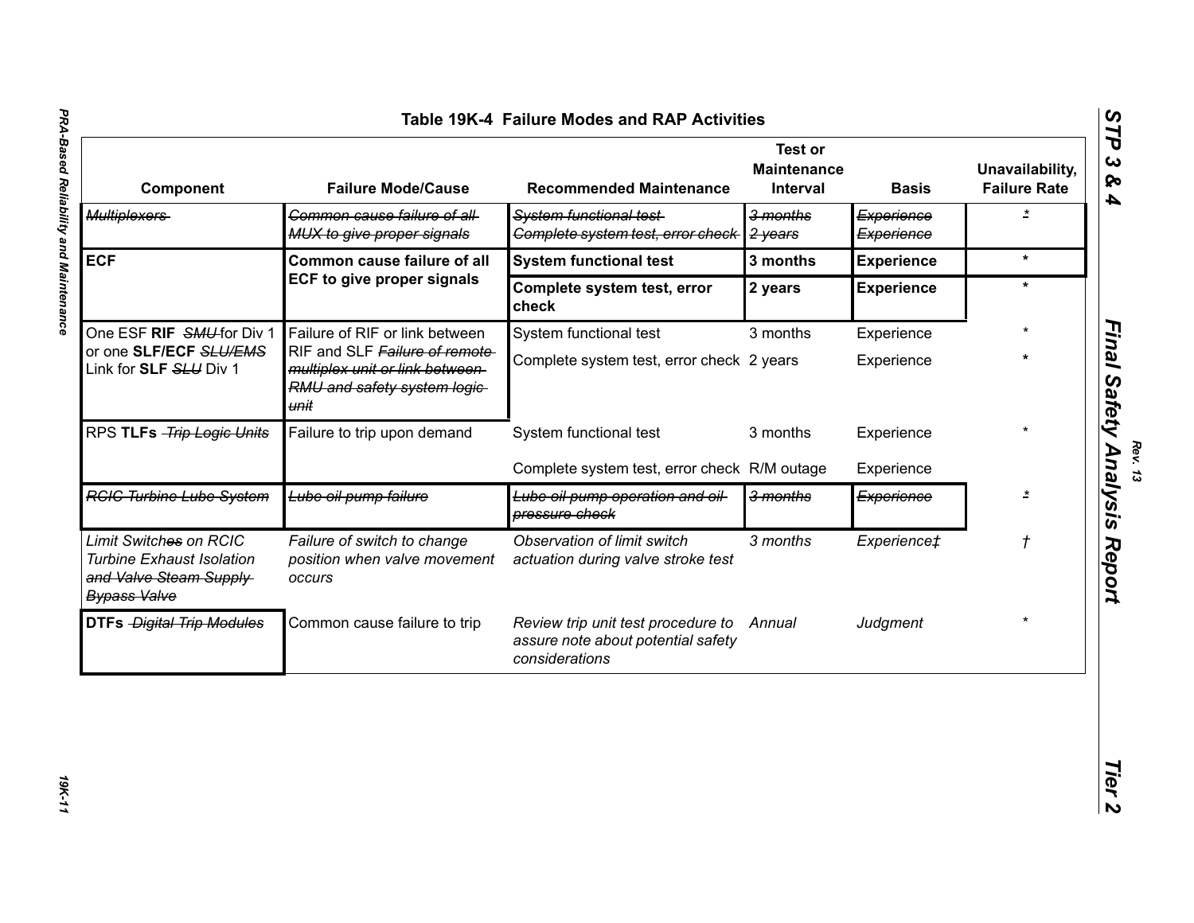## Table 19K-4 Failure Modes and RAP Activities

| Component | Failure Mode/Cause | Recommended Maintenance | Test or Maintenance Interval | Basis | Unavailability, Failure Rate |
|---|---|---|---|---|---|
| ~~Multiplexers~~ | ~~Common cause failure of all MUX to give proper signals~~ | ~~System functional test~~<br>~~Complete system test, error check~~ | ~~3 months~~<br>~~2 years~~ | ~~Experience~~<br>~~Experience~~ | ~~*~~ |
| **ECF** | **Common cause failure of all ECF to give proper signals** | **System functional test** | **3 months** | **Experience** | * |
| | | **Complete system test, error check** | **2 years** | **Experience** | * |
| One ESF **RIF** ~~SMU~~ for Div 1 or one **SLF/ECF** ~~SLU/EMS~~ Link for **SLF** ~~SLU~~ Div 1 | Failure of RIF or link between RIF and SLF ~~Failure of remote multiplex unit or link between RMU and safety system logic unit~~ | System functional test | 3 months | Experience | * |
| | | Complete system test, error check | 2 years | Experience | * |
| RPS **TLFs** ~~Trip Logic Units~~ | Failure to trip upon demand | System functional test | 3 months | Experience | * |
| | | Complete system test, error check | R/M outage | Experience | |
| ~~RCIC Turbine Lube System~~ | ~~Lube oil pump failure~~ | ~~Lube oil pump operation and oil pressure check~~ | ~~3 months~~ | ~~Experience~~ | ~~*~~ |
| *Limit Switch~~es~~ on RCIC Turbine Exhaust Isolation ~~and Valve Steam Supply Bypass Valve~~* | *Failure of switch to change position when valve movement occurs* | *Observation of limit switch actuation during valve stroke test* | *3 months* | *Experience‡* | † |
| **DTFs** ~~Digital Trip Modules~~ | Common cause failure to trip | *Review trip unit test procedure to assure note about potential safety considerations* | *Annual* | *Judgment* | * |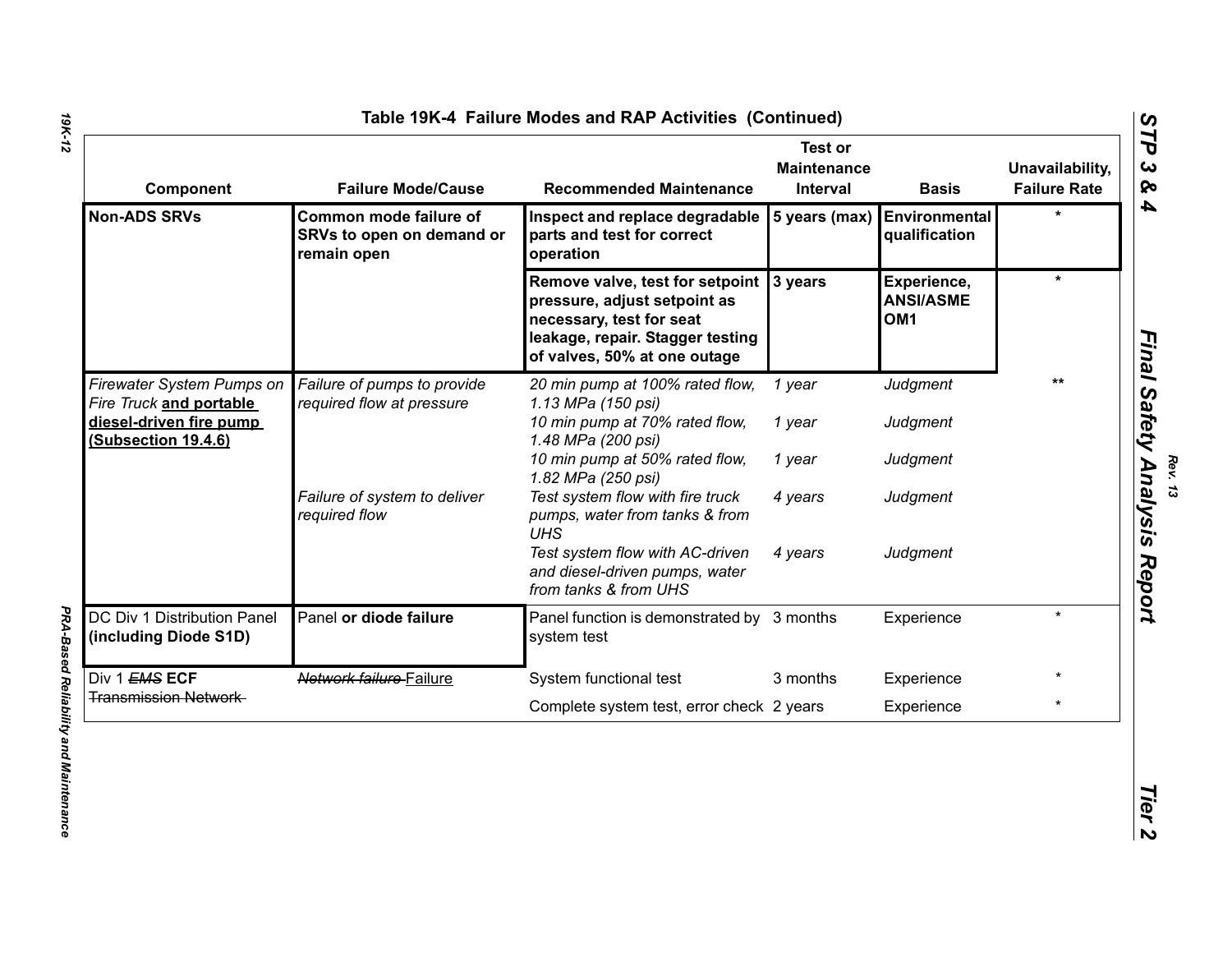## Table 19K-4 Failure Modes and RAP Activities (Continued)

| Component | Failure Mode/Cause | Recommended Maintenance | Test or Maintenance Interval | Basis | Unavailability, Failure Rate |
|---|---|---|---|---|---|
| **Non-ADS SRVs** | **Common mode failure of SRVs to open on demand or remain open** | **Inspect and replace degradable parts and test for correct operation** | **5 years (max)** | **Environmental qualification** | * |
| | | **Remove valve, test for setpoint pressure, adjust setpoint as necessary, test for seat leakage, repair. Stagger testing of valves, 50% at one outage** | **3 years** | **Experience, ANSI/ASME OM1** | * |
| *Firewater System Pumps on Fire Truck* **and portable diesel-driven fire pump (Subsection 19.4.6)** | *Failure of pumps to provide required flow at pressure* | *20 min pump at 100% rated flow, 1.13 MPa (150 psi)* | *1 year* | *Judgment* | ** |
| | | *10 min pump at 70% rated flow, 1.48 MPa (200 psi)* | *1 year* | *Judgment* | |
| | | *10 min pump at 50% rated flow, 1.82 MPa (250 psi)* | *1 year* | *Judgment* | |
| | *Failure of system to deliver required flow* | *Test system flow with fire truck pumps, water from tanks & from UHS* | *4 years* | *Judgment* | |
| | | *Test system flow with AC-driven and diesel-driven pumps, water from tanks & from UHS* | *4 years* | *Judgment* | |
| DC Div 1 Distribution Panel **(including Diode S1D)** | Panel **or diode failure** | Panel function is demonstrated by system test | 3 months | Experience | * |
| Div 1 ~~*EMS*~~ **ECF** ~~Transmission Network~~ | ~~*Network failure*~~ Failure | System functional test | 3 months | Experience | * |
| | | Complete system test, error check | 2 years | Experience | * |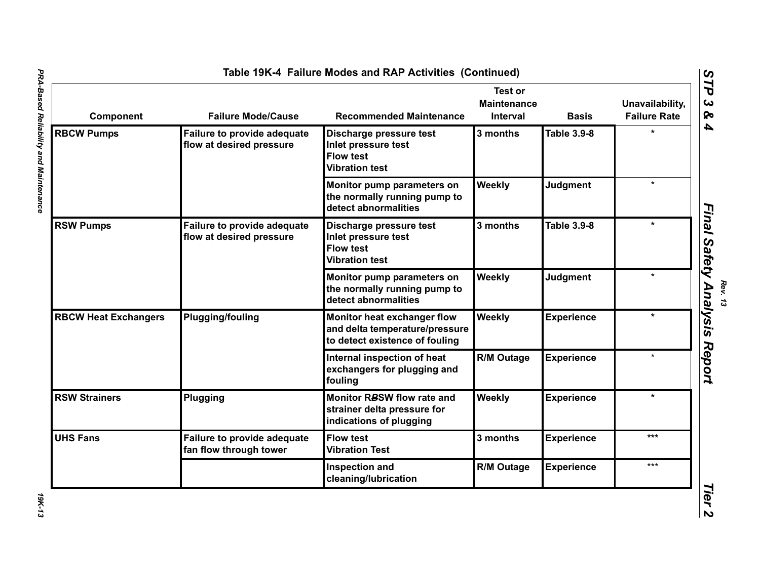## Table 19K-4 Failure Modes and RAP Activities (Continued)

| Component | Failure Mode/Cause | Recommended Maintenance | Test or Maintenance Interval | Basis | Unavailability, Failure Rate |
|---|---|---|---|---|---|
| RBCW Pumps | Failure to provide adequate flow at desired pressure | Discharge pressure test<br>Inlet pressure test<br>Flow test<br>Vibration test | 3 months | Table 3.9-8 | * |
| | | Monitor pump parameters on the normally running pump to detect abnormalities | Weekly | Judgment | * |
| RSW Pumps | Failure to provide adequate flow at desired pressure | Discharge pressure test<br>Inlet pressure test<br>Flow test<br>Vibration test | 3 months | Table 3.9-8 | * |
| | | Monitor pump parameters on the normally running pump to detect abnormalities | Weekly | Judgment | * |
| RBCW Heat Exchangers | Plugging/fouling | Monitor heat exchanger flow and delta temperature/pressure to detect existence of fouling | Weekly | Experience | * |
| | | Internal inspection of heat exchangers for plugging and fouling | R/M Outage | Experience | * |
| RSW Strainers | Plugging | Monitor R~~B~~SW flow rate and strainer delta pressure for indications of plugging | Weekly | Experience | * |
| UHS Fans | Failure to provide adequate fan flow through tower | Flow test<br>Vibration Test | 3 months | Experience | *** |
| | | Inspection and cleaning/lubrication | R/M Outage | Experience | *** |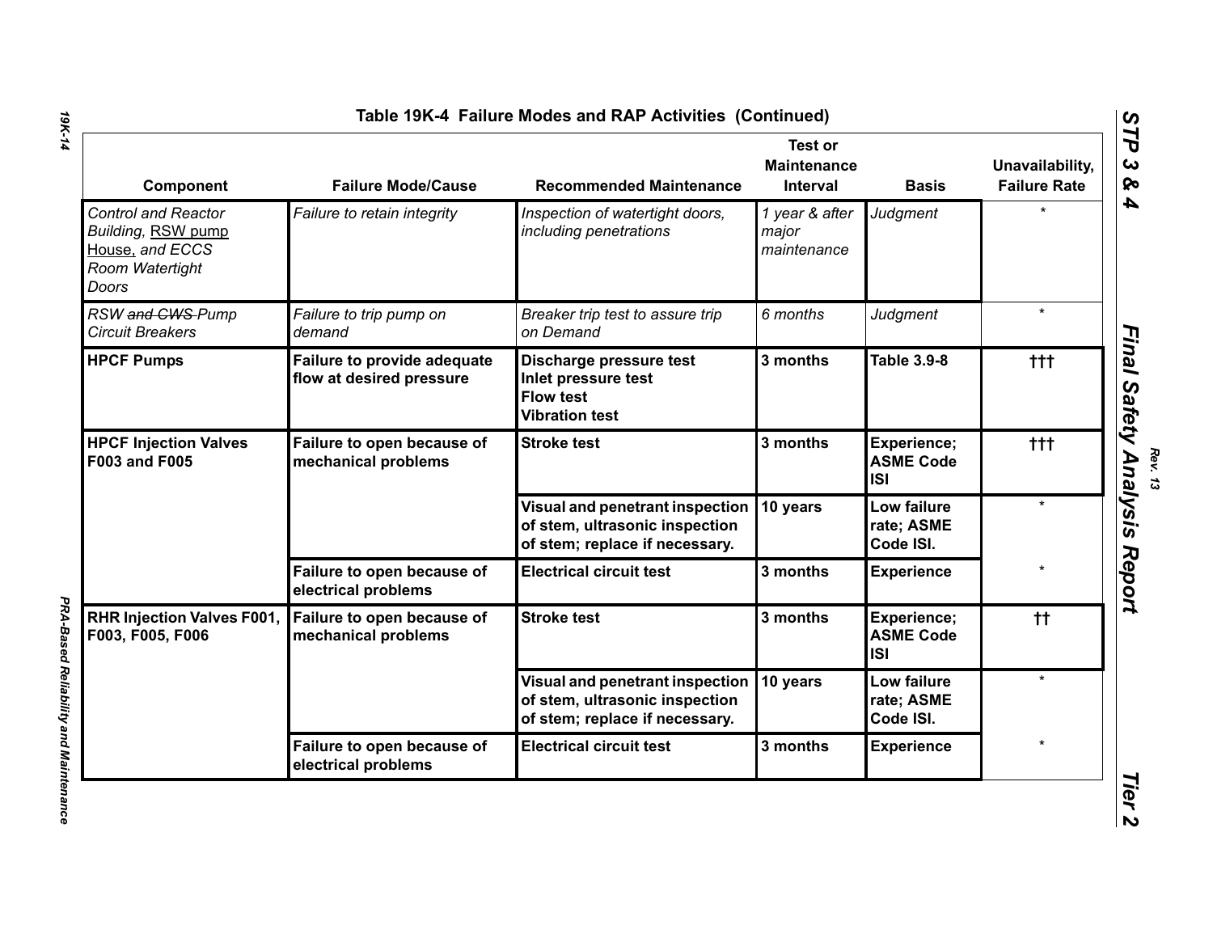**Table 19K-4 Failure Modes and RAP Activities (Continued)**

| Component | Failure Mode/Cause | Recommended Maintenance | Test or Maintenance Interval | Basis | Unavailability, Failure Rate |
|---|---|---|---|---|---|
| *Control and Reactor Building, RSW pump House, and ECCS Room Watertight Doors* | *Failure to retain integrity* | *Inspection of watertight doors, including penetrations* | *1 year & after major maintenance* | *Judgment* | * |
| *RSW ~~and CWS~~ Pump Circuit Breakers* | *Failure to trip pump on demand* | *Breaker trip test to assure trip on Demand* | *6 months* | *Judgment* | * |
| **HPCF Pumps** | **Failure to provide adequate flow at desired pressure** | **Discharge pressure test**<br>**Inlet pressure test**<br>**Flow test**<br>**Vibration test** | **3 months** | **Table 3.9-8** | **†††** |
| **HPCF Injection Valves F003 and F005** | **Failure to open because of mechanical problems** | **Stroke test** | **3 months** | **Experience; ASME Code ISI** | **†††** |
| | | **Visual and penetrant inspection of stem, ultrasonic inspection of stem; replace if necessary.** | **10 years** | **Low failure rate; ASME Code ISI.** | * |
| | **Failure to open because of electrical problems** | **Electrical circuit test** | **3 months** | **Experience** | * |
| **RHR Injection Valves F001, F003, F005, F006** | **Failure to open because of mechanical problems** | **Stroke test** | **3 months** | **Experience; ASME Code ISI** | **††** |
| | | **Visual and penetrant inspection of stem, ultrasonic inspection of stem; replace if necessary.** | **10 years** | **Low failure rate; ASME Code ISI.** | * |
| | **Failure to open because of electrical problems** | **Electrical circuit test** | **3 months** | **Experience** | * |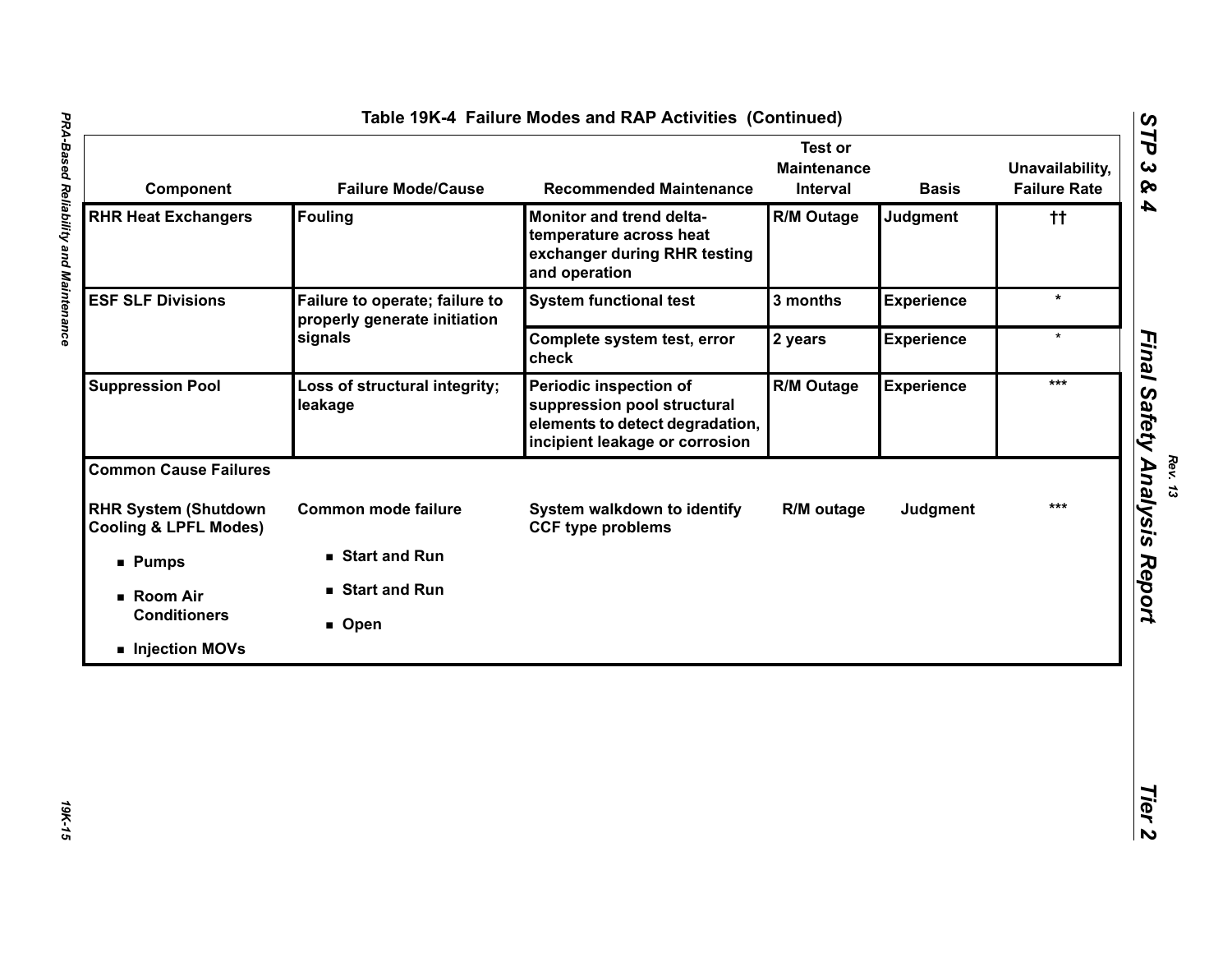## Table 19K-4 Failure Modes and RAP Activities (Continued)

| Component | Failure Mode/Cause | Recommended Maintenance | Test or Maintenance Interval | Basis | Unavailability, Failure Rate |
|---|---|---|---|---|---|
| RHR Heat Exchangers | Fouling | Monitor and trend delta-temperature across heat exchanger during RHR testing and operation | R/M Outage | Judgment | †† |
| ESF SLF Divisions | Failure to operate; failure to properly generate initiation signals | System functional test | 3 months | Experience | * |
| | | Complete system test, error check | 2 years | Experience | * |
| Suppression Pool | Loss of structural integrity; leakage | Periodic inspection of suppression pool structural elements to detect degradation, incipient leakage or corrosion | R/M Outage | Experience | *** |
| **Common Cause Failures** | | | | | |
| RHR System (Shutdown Cooling & LPFL Modes) | Common mode failure | System walkdown to identify CCF type problems | R/M outage | Judgment | *** |
| ■ Pumps | ■ Start and Run | | | | |
| ■ Room Air Conditioners | ■ Start and Run | | | | |
| ■ Injection MOVs | ■ Open | | | | |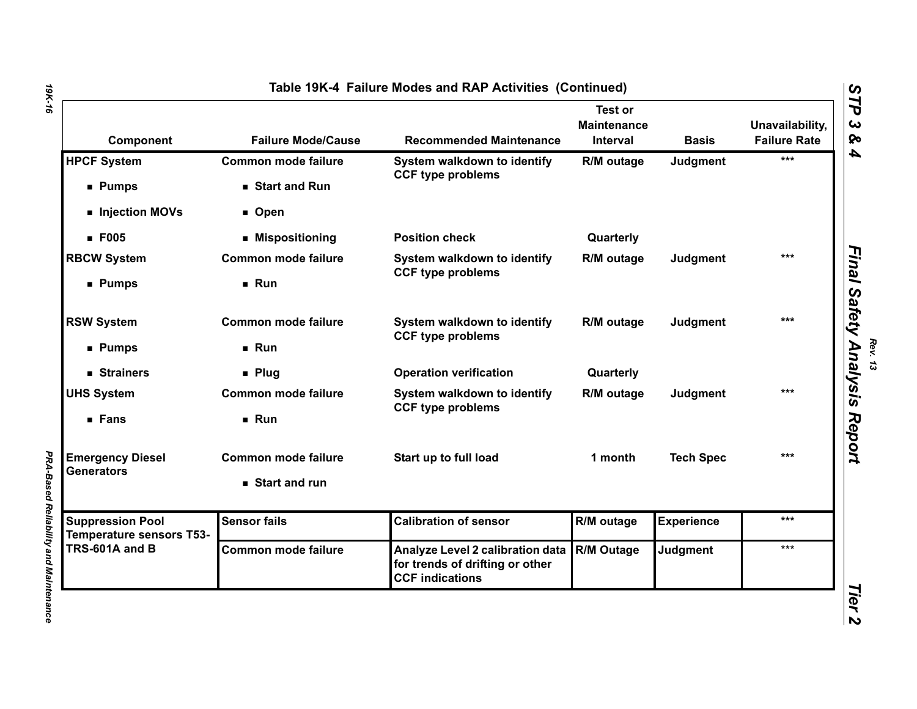## Table 19K-4 Failure Modes and RAP Activities (Continued)

| Component | Failure Mode/Cause | Recommended Maintenance | Test or Maintenance Interval | Basis | Unavailability, Failure Rate |
|---|---|---|---|---|---|
| **HPCF System** | Common mode failure | System walkdown to identify CCF type problems | R/M outage | Judgment | *** |
| ■ Pumps | ■ Start and Run | | | | |
| ■ Injection MOVs | ■ Open | | | | |
| ■ F005 | ■ Mispositioning | Position check | Quarterly | | |
| **RBCW System** | Common mode failure | System walkdown to identify CCF type problems | R/M outage | Judgment | *** |
| ■ Pumps | ■ Run | | | | |
| **RSW System** | Common mode failure | System walkdown to identify CCF type problems | R/M outage | Judgment | *** |
| ■ Pumps | ■ Run | | | | |
| ■ Strainers | ■ Plug | Operation verification | Quarterly | | |
| **UHS System** | Common mode failure | System walkdown to identify CCF type problems | R/M outage | Judgment | *** |
| ■ Fans | ■ Run | | | | |
| **Emergency Diesel Generators** | Common mode failure | Start up to full load | 1 month | Tech Spec | *** |
| | ■ Start and run | | | | |
| **Suppression Pool Temperature sensors T53-TRS-601A and B** | Sensor fails | Calibration of sensor | R/M outage | Experience | *** |
| | Common mode failure | Analyze Level 2 calibration data for trends of drifting or other CCF indications | R/M Outage | Judgment | *** |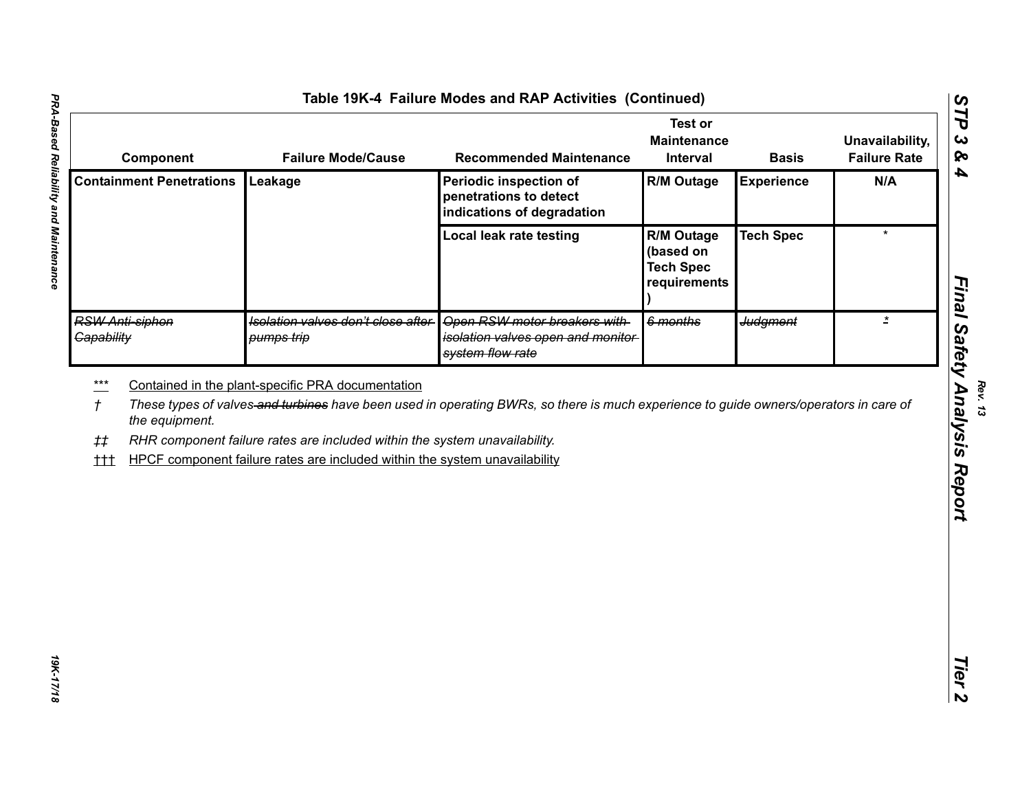## Table 19K-4 Failure Modes and RAP Activities (Continued)

| Component | Failure Mode/Cause | Recommended Maintenance | Test or Maintenance Interval | Basis | Unavailability, Failure Rate |
|---|---|---|---|---|---|
| **Containment Penetrations** | **Leakage** | **Periodic inspection of penetrations to detect indications of degradation** | **R/M Outage** | **Experience** | **N/A** |
| | | **Local leak rate testing** | **R/M Outage (based on Tech Spec requirements )** | **Tech Spec** | * |
| ~~*RSW Anti-siphon Capability*~~ | ~~*Isolation valves don't close after pumps trip*~~ | ~~*Open RSW motor breakers with isolation valves open and monitor system flow rate*~~ | ~~*6 months*~~ | ~~*Judgment*~~ | ~~*~~ |

*** Contained in the plant-specific PRA documentation

† *These types of valves ~~and turbines~~ have been used in operating BWRs, so there is much experience to guide owners/operators in care of the equipment.*

‡‡ *RHR component failure rates are included within the system unavailability.*

††† HPCF component failure rates are included within the system unavailability